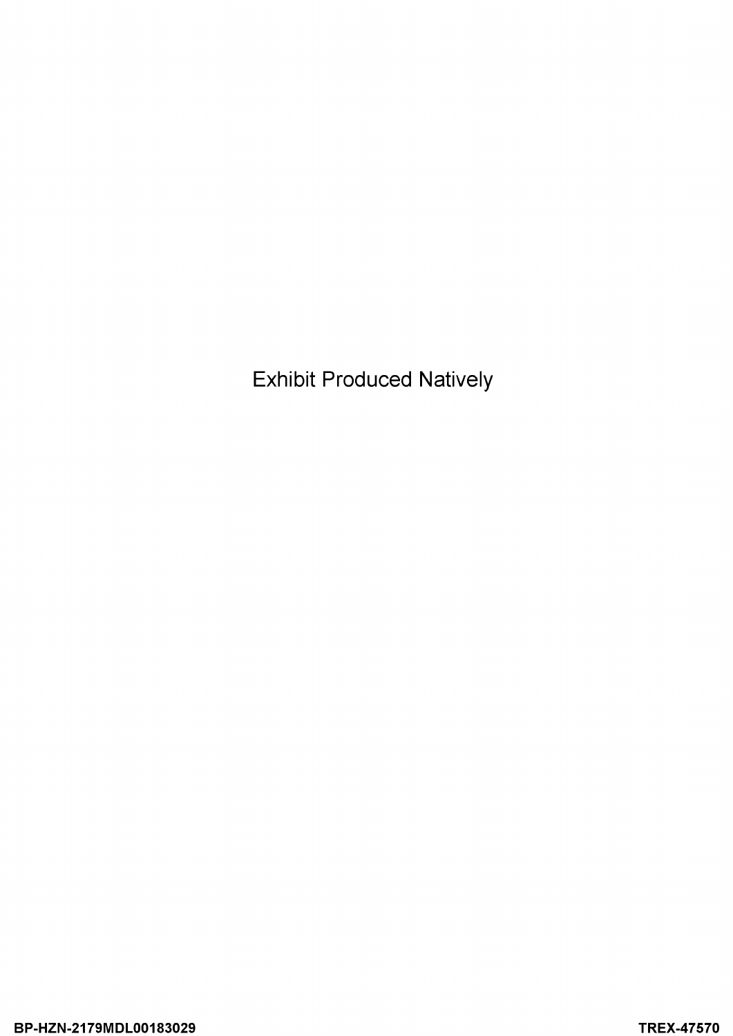Exhibit Produced Natively

BP-HZN-2179MDL00183029

TREX-47570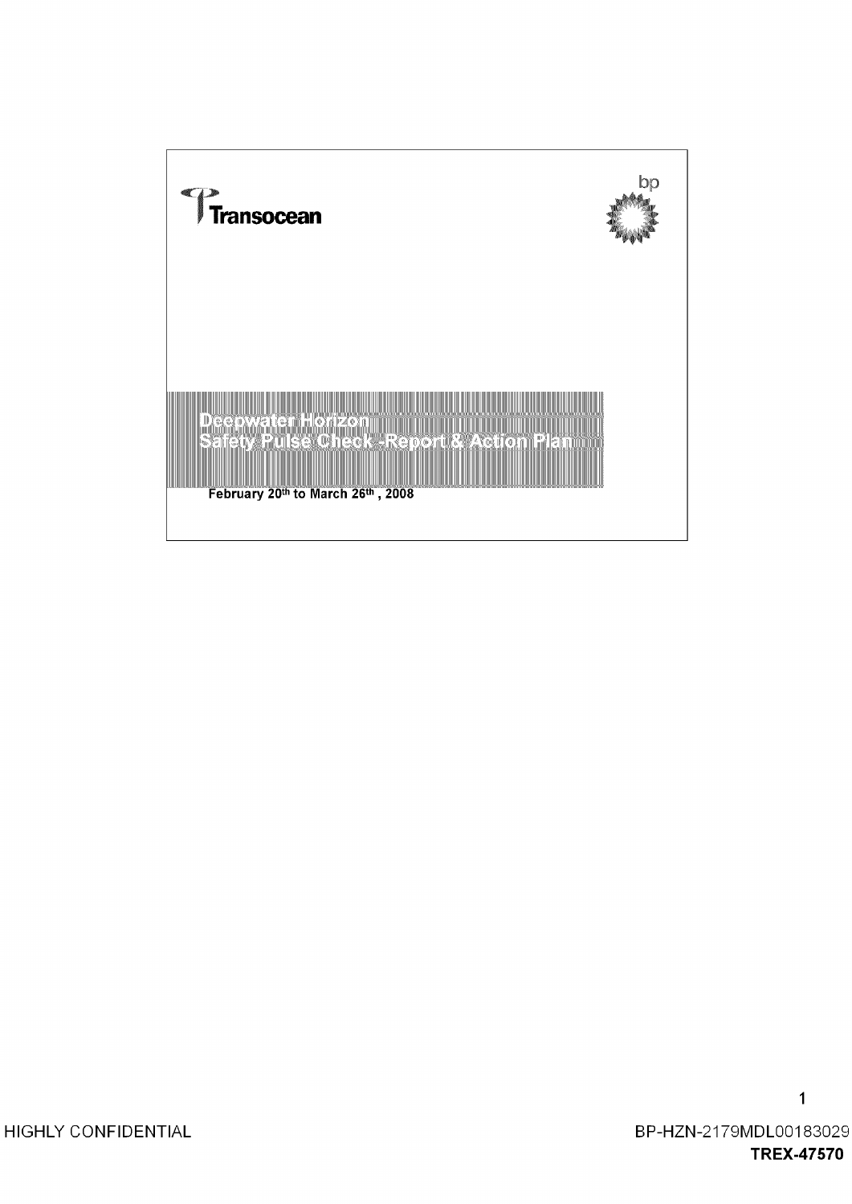Transocean

bp

# Deepwater Horizon
## Safety Pulse Check -Report & Action Plan

**February 20th to March 26th, 2008**

HIGHLY CONFIDENTIAL

BP-HZN-2179MDL00183029

**TREX-47570**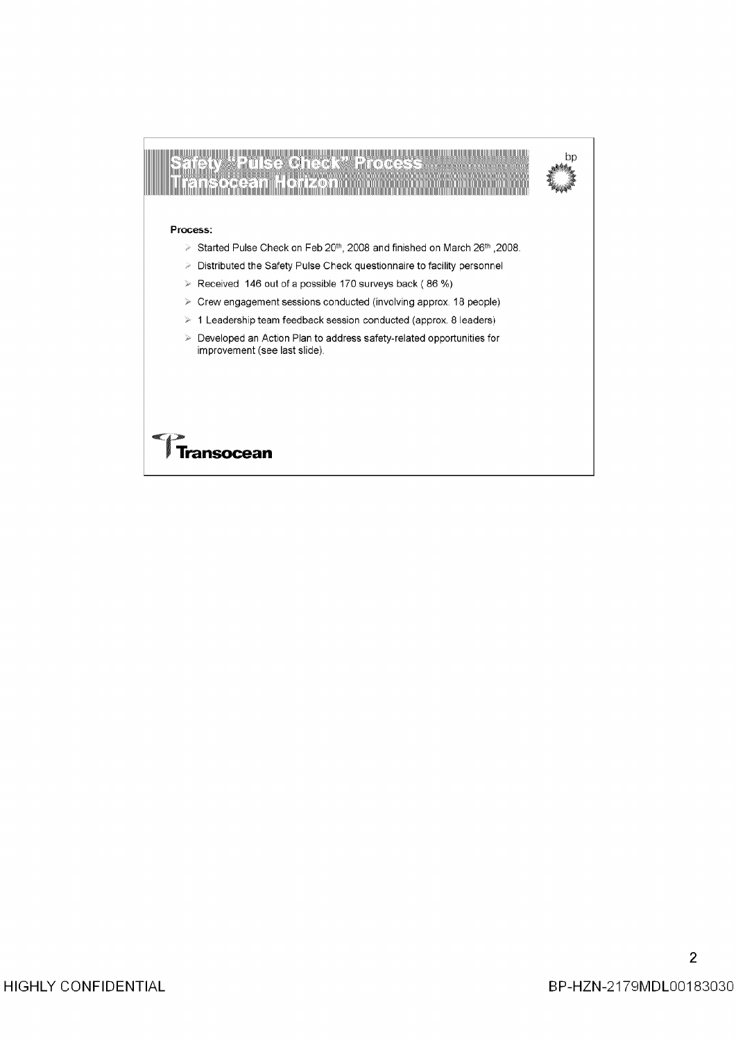# Safety "Pulse Check" Process
## Transocean Horizon

bp

**Process:**

- Started Pulse Check on Feb 20th, 2008 and finished on March 26th ,2008.
- Distributed the Safety Pulse Check questionnaire to facility personnel
- Received 146 out of a possible 170 surveys back ( 86 %)
- Crew engagement sessions conducted (involving approx. 18 people)
- 1 Leadership team feedback session conducted (approx. 8 leaders)
- Developed an Action Plan to address safety-related opportunities for improvement (see last slide).

Transocean

HIGHLY CONFIDENTIAL

BP-HZN-2179MDL00183030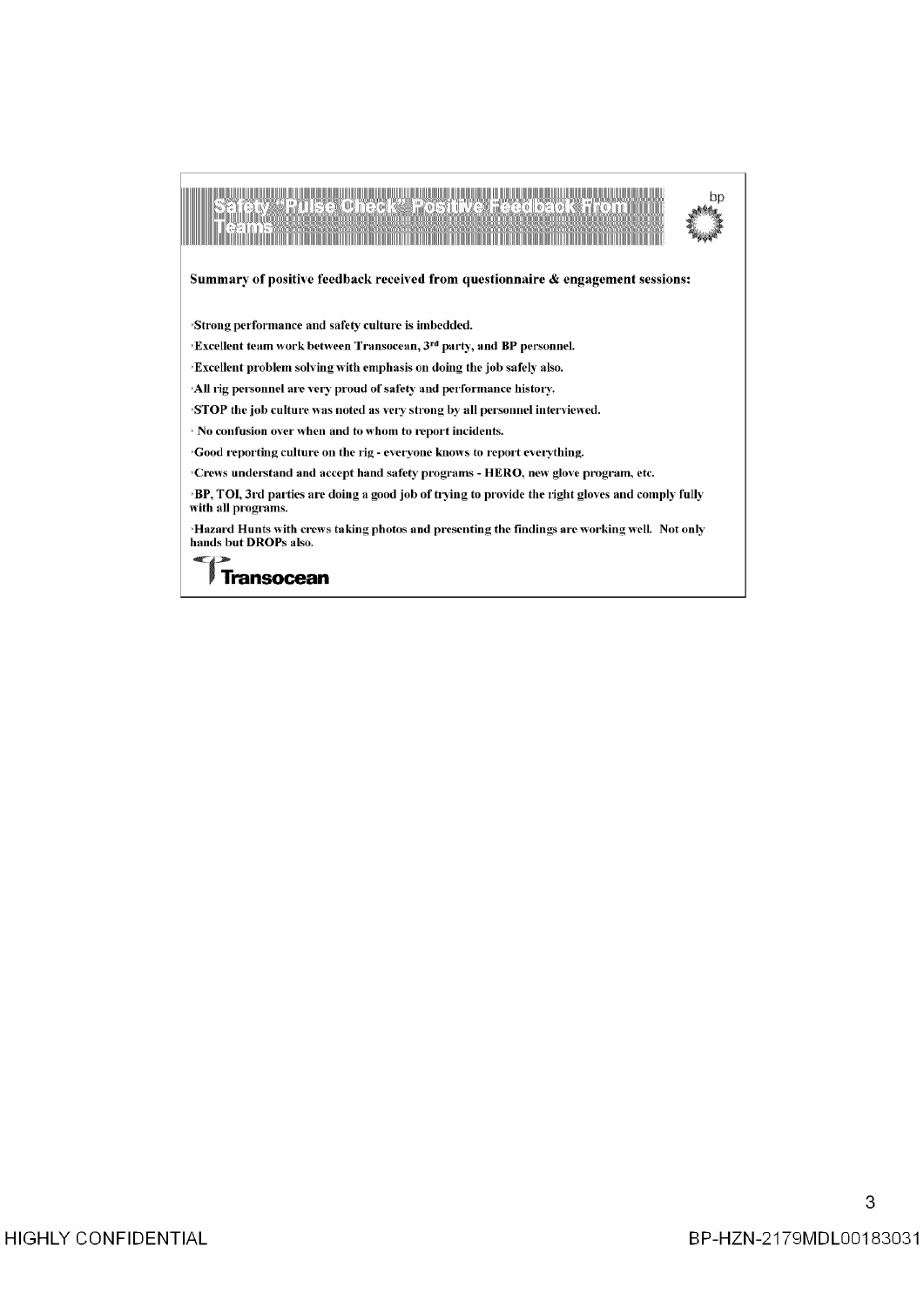# Safety "Pulse Check" Positive Feedback From Teams

**Summary of positive feedback received from questionnaire & engagement sessions:**

- **Strong performance and safety culture is imbedded.**
- **Excellent team work between Transocean, 3rd party, and BP personnel.**
- **Excellent problem solving with emphasis on doing the job safely also.**
- **All rig personnel are very proud of safety and performance history.**
- **STOP the job culture was noted as very strong by all personnel interviewed.**
- **No confusion over when and to whom to report incidents.**
- **Good reporting culture on the rig - everyone knows to report everything.**
- **Crews understand and accept hand safety programs - HERO, new glove program, etc.**
- **BP, TOI, 3rd parties are doing a good job of trying to provide the right gloves and comply fully with all programs.**
- **Hazard Hunts with crews taking photos and presenting the findings are working well. Not only hands but DROPs also.**

Transocean

HIGHLY CONFIDENTIAL

BP-HZN-2179MDL00183031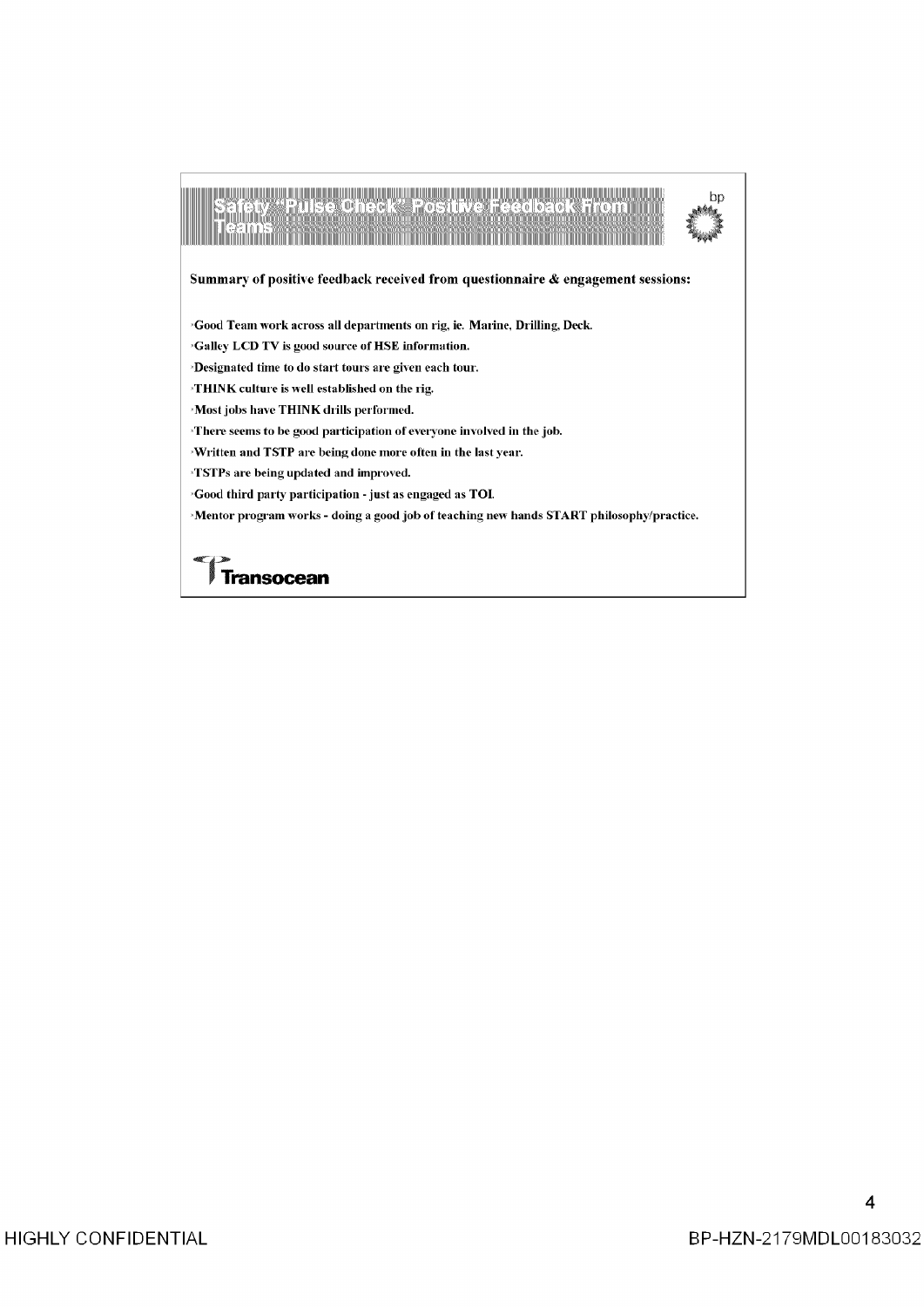# Safety "Pulse Check" Positive Feedback From Teams

**Summary of positive feedback received from questionnaire & engagement sessions:**

- **Good Team work across all departments on rig, ie. Marine, Drilling, Deck.**
- **Galley LCD TV is good source of HSE information.**
- **Designated time to do start tours are given each tour.**
- **THINK culture is well established on the rig.**
- **Most jobs have THINK drills performed.**
- **There seems to be good participation of everyone involved in the job.**
- **Written and TSTP are being done more often in the last year.**
- **TSTPs are being updated and improved.**
- **Good third party participation - just as engaged as TOI.**
- **Mentor program works - doing a good job of teaching new hands START philosophy/practice.**

Transocean

HIGHLY CONFIDENTIAL

BP-HZN-2179MDL00183032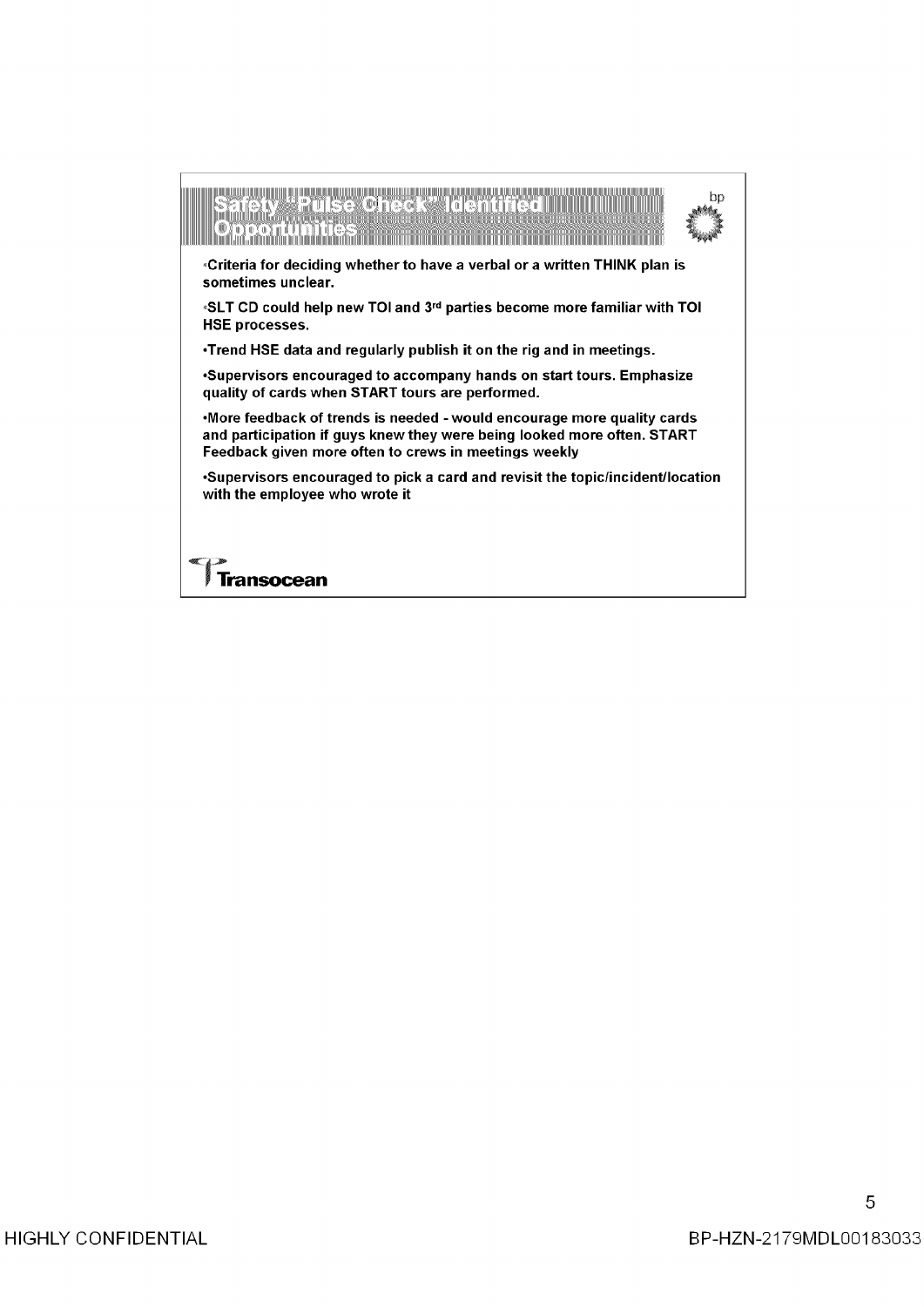## Safety "Pulse Check" Identified Opportunities

- Criteria for deciding whether to have a verbal or a written THINK plan is sometimes unclear.
- SLT CD could help new TOI and 3rd parties become more familiar with TOI HSE processes.
- Trend HSE data and regularly publish it on the rig and in meetings.
- Supervisors encouraged to accompany hands on start tours. Emphasize quality of cards when START tours are performed.
- More feedback of trends is needed - would encourage more quality cards and participation if guys knew they were being looked more often. START Feedback given more often to crews in meetings weekly
- Supervisors encouraged to pick a card and revisit the topic/incident/location with the employee who wrote it

Transocean

HIGHLY CONFIDENTIAL

BP-HZN-2179MDL00183033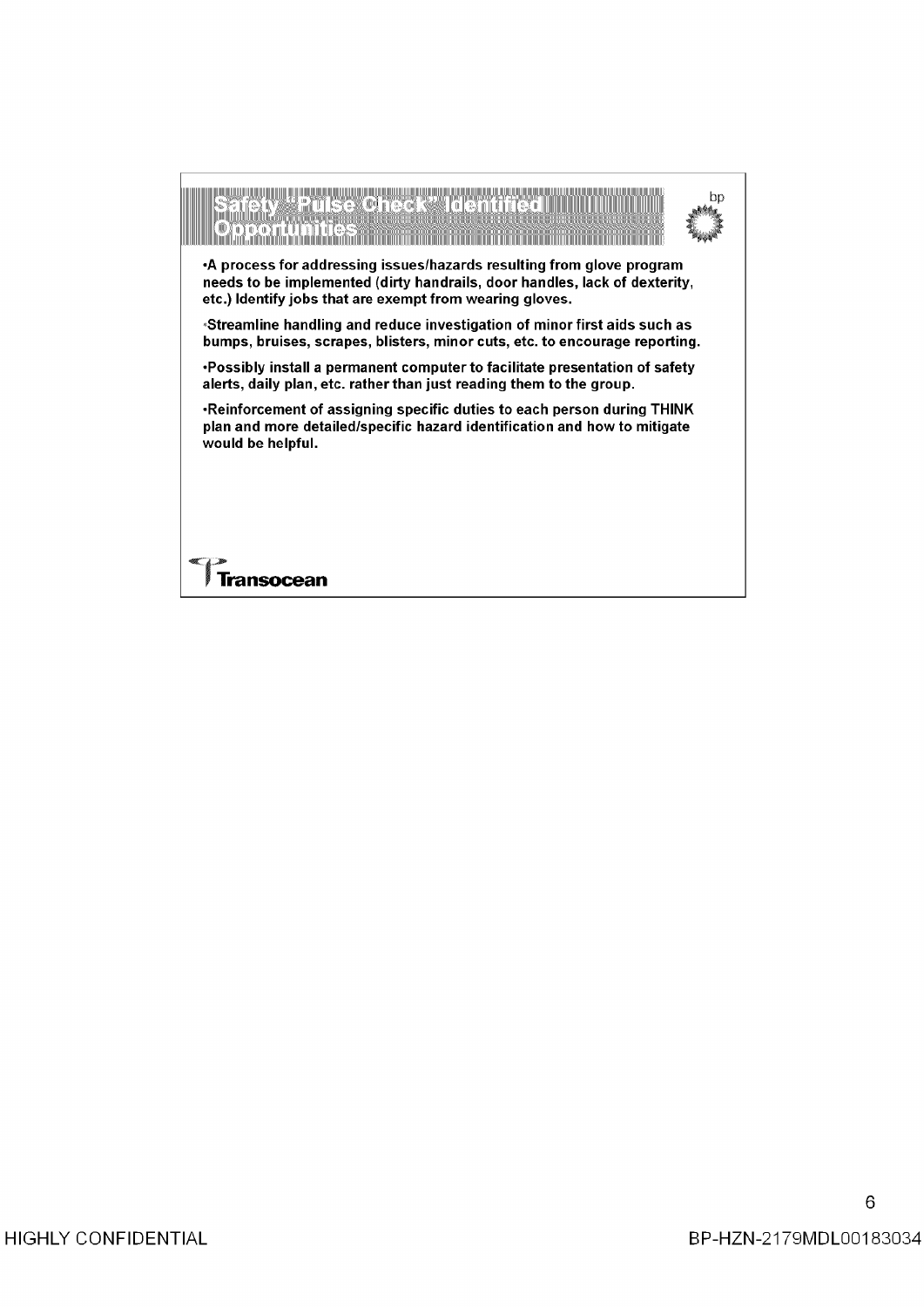# Safety "Pulse Check" Identified Opportunities

bp

- A process for addressing issues/hazards resulting from glove program needs to be implemented (dirty handrails, door handles, lack of dexterity, etc.) Identify jobs that are exempt from wearing gloves.
- Streamline handling and reduce investigation of minor first aids such as bumps, bruises, scrapes, blisters, minor cuts, etc. to encourage reporting.
- Possibly install a permanent computer to facilitate presentation of safety alerts, daily plan, etc. rather than just reading them to the group.
- Reinforcement of assigning specific duties to each person during THINK plan and more detailed/specific hazard identification and how to mitigate would be helpful.

Transocean

HIGHLY CONFIDENTIAL

BP-HZN-2179MDL00183034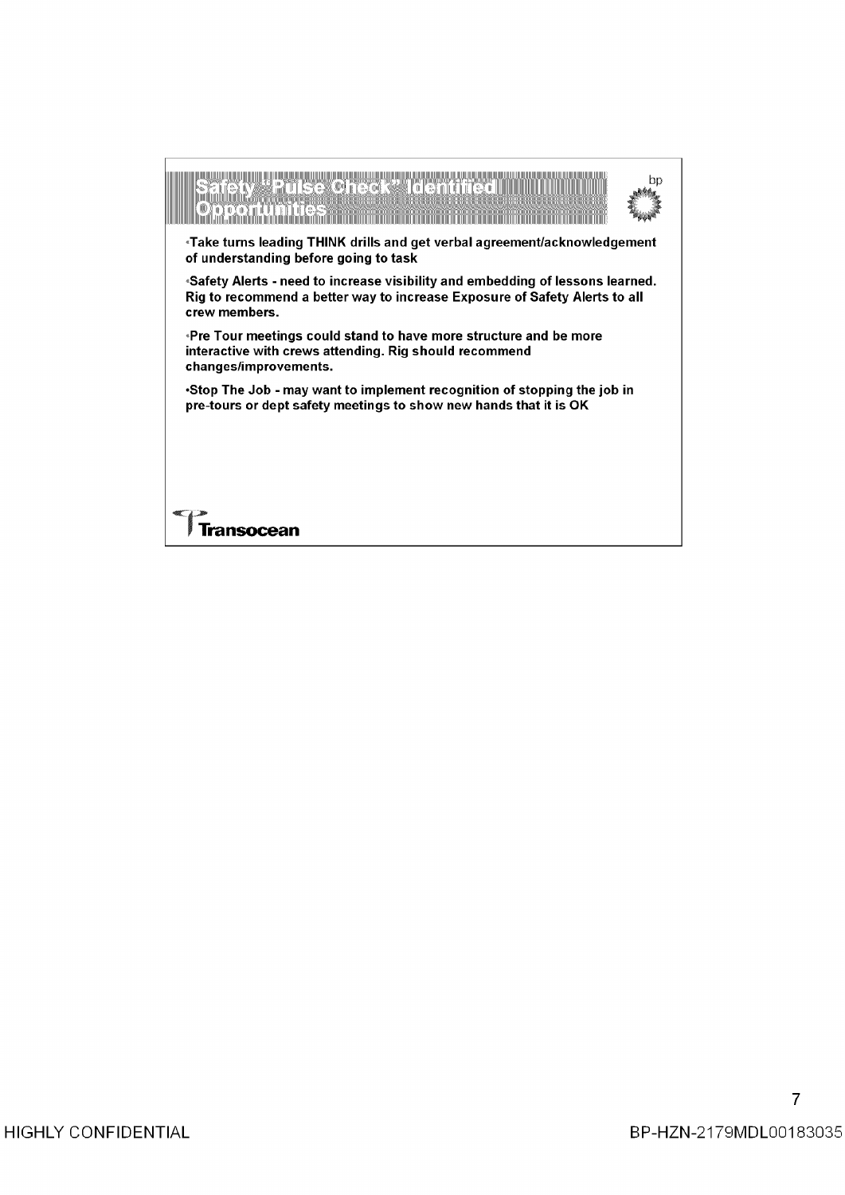# Safety "Pulse Check" Identified Opportunities

- **Take turns leading THINK drills and get verbal agreement/acknowledgement of understanding before going to task**
- **Safety Alerts - need to increase visibility and embedding of lessons learned. Rig to recommend a better way to increase Exposure of Safety Alerts to all crew members.**
- **Pre Tour meetings could stand to have more structure and be more interactive with crews attending. Rig should recommend changes/improvements.**
- **Stop The Job - may want to implement recognition of stopping the job in pre-tours or dept safety meetings to show new hands that it is OK**

Transocean

HIGHLY CONFIDENTIAL

BP-HZN-2179MDL00183035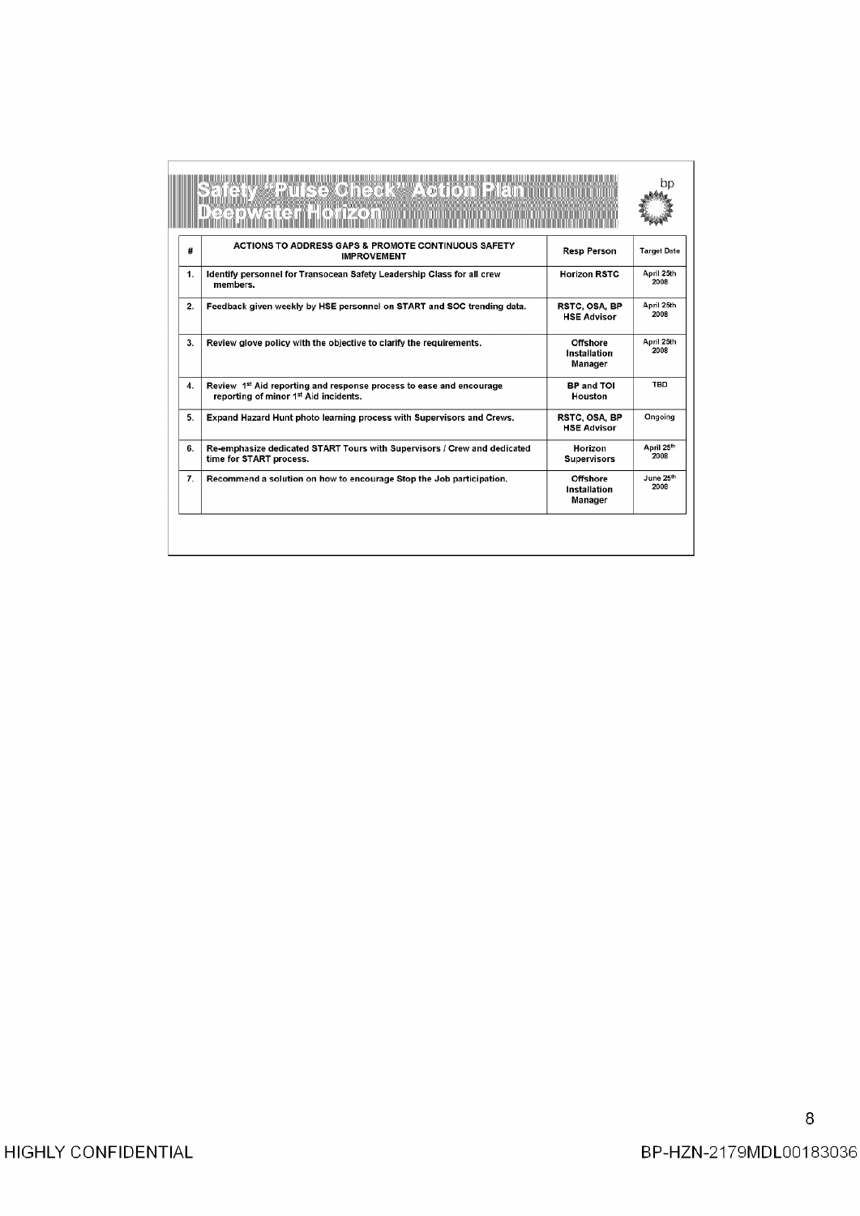# Safety "Pulse Check" Action Plan Deepwater Horizon

bp

| # | ACTIONS TO ADDRESS GAPS & PROMOTE CONTINUOUS SAFETY IMPROVEMENT | Resp Person | Target Date |
|---|---|---|---|
| 1. | Identify personnel for Transocean Safety Leadership Class for all crew members. | Horizon RSTC | April 25th 2008 |
| 2. | Feedback given weekly by HSE personnel on START and SOC trending data. | RSTC, OSA, BP HSE Advisor | April 25th 2008 |
| 3. | Review glove policy with the objective to clarify the requirements. | Offshore Installation Manager | April 25th 2008 |
| 4. | Review 1st Aid reporting and response process to ease and encourage reporting of minor 1st Aid incidents. | BP and TOI Houston | TBD |
| 5. | Expand Hazard Hunt photo learning process with Supervisors and Crews. | RSTC, OSA, BP HSE Advisor | Ongoing |
| 6. | Re-emphasize dedicated START Tours with Supervisors / Crew and dedicated time for START process. | Horizon Supervisors | April 25th 2008 |
| 7. | Recommend a solution on how to encourage Stop the Job participation. | Offshore Installation Manager | June 25th 2008 |

HIGHLY CONFIDENTIAL

BP-HZN-2179MDL00183036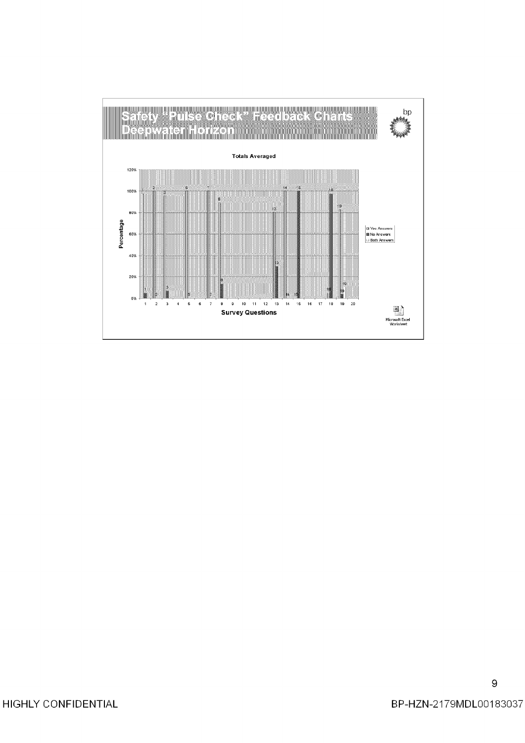# Safety "Pulse Check" Feedback Charts Deepwater Horizon

bp

Totals Averaged

120%
100%
80%
60%
40%
20%
0%

Percentage

1 2 3 4 5 6 7 8 9 10 11 12 13 14 15 16 17 18 19 20

Survey Questions

Yes Answers
No Answers
Both Answers

Microsoft Excel Worksheet

HIGHLY CONFIDENTIAL

BP-HZN-2179MDL00183037